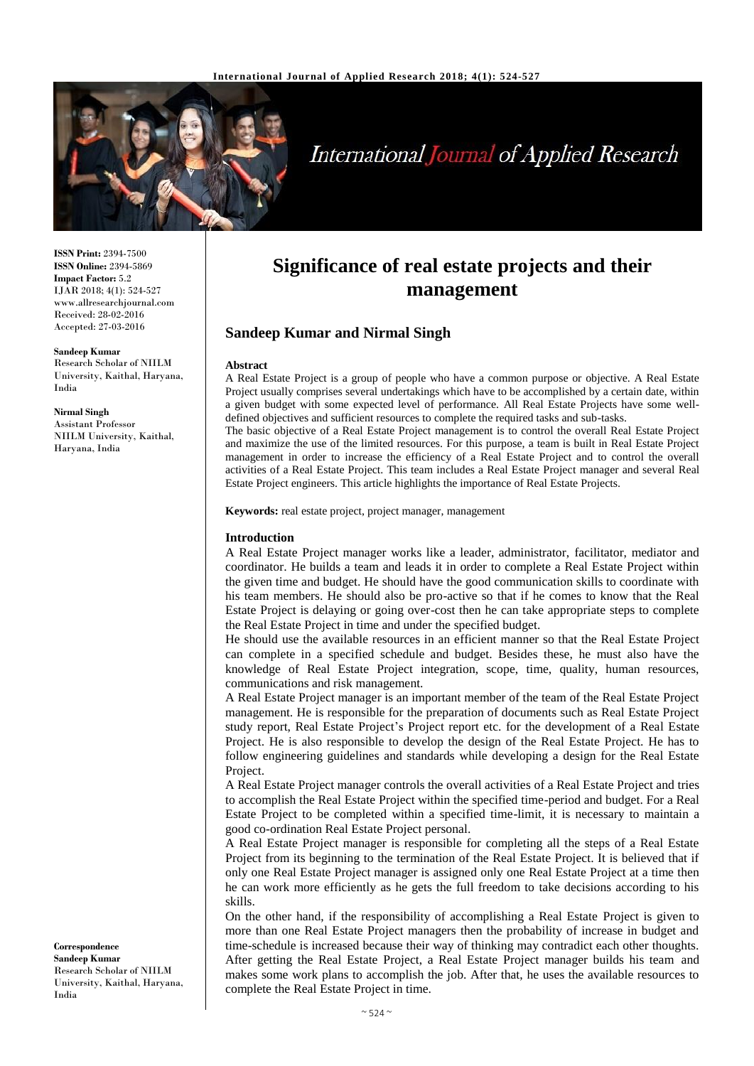# Significance of real estate projects and their management

## Sandeep Kumar and Nirmal Singh

**ISSN Print:** 2394-7500
**ISSN Online:** 2394-5869
**Impact Factor:** 5.2
IJAR 2018; 4(1): 524-527
www.allresearchjournal.com
Received: 28-02-2016
Accepted: 27-03-2016

**Sandeep Kumar**
Research Scholar of NIILM University, Kaithal, Haryana, India

**Nirmal Singh**
Assistant Professor
NIILM University, Kaithal, Haryana, India

**Correspondence**
**Sandeep Kumar**
Research Scholar of NIILM University, Kaithal, Haryana, India

### Abstract

A Real Estate Project is a group of people who have a common purpose or objective. A Real Estate Project usually comprises several undertakings which have to be accomplished by a certain date, within a given budget with some expected level of performance. All Real Estate Projects have some well-defined objectives and sufficient resources to complete the required tasks and sub-tasks.

The basic objective of a Real Estate Project management is to control the overall Real Estate Project and maximize the use of the limited resources. For this purpose, a team is built in Real Estate Project management in order to increase the efficiency of a Real Estate Project and to control the overall activities of a Real Estate Project. This team includes a Real Estate Project manager and several Real Estate Project engineers. This article highlights the importance of Real Estate Projects.

**Keywords:** real estate project, project manager, management

### Introduction

A Real Estate Project manager works like a leader, administrator, facilitator, mediator and coordinator. He builds a team and leads it in order to complete a Real Estate Project within the given time and budget. He should have the good communication skills to coordinate with his team members. He should also be pro-active so that if he comes to know that the Real Estate Project is delaying or going over-cost then he can take appropriate steps to complete the Real Estate Project in time and under the specified budget.

He should use the available resources in an efficient manner so that the Real Estate Project can complete in a specified schedule and budget. Besides these, he must also have the knowledge of Real Estate Project integration, scope, time, quality, human resources, communications and risk management.

A Real Estate Project manager is an important member of the team of the Real Estate Project management. He is responsible for the preparation of documents such as Real Estate Project study report, Real Estate Project's Project report etc. for the development of a Real Estate Project. He is also responsible to develop the design of the Real Estate Project. He has to follow engineering guidelines and standards while developing a design for the Real Estate Project.

A Real Estate Project manager controls the overall activities of a Real Estate Project and tries to accomplish the Real Estate Project within the specified time-period and budget. For a Real Estate Project to be completed within a specified time-limit, it is necessary to maintain a good co-ordination Real Estate Project personal.

A Real Estate Project manager is responsible for completing all the steps of a Real Estate Project from its beginning to the termination of the Real Estate Project. It is believed that if only one Real Estate Project manager is assigned only one Real Estate Project at a time then he can work more efficiently as he gets the full freedom to take decisions according to his skills.

On the other hand, if the responsibility of accomplishing a Real Estate Project is given to more than one Real Estate Project managers then the probability of increase in budget and time-schedule is increased because their way of thinking may contradict each other thoughts. After getting the Real Estate Project, a Real Estate Project manager builds his team and makes some work plans to accomplish the job. After that, he uses the available resources to complete the Real Estate Project in time.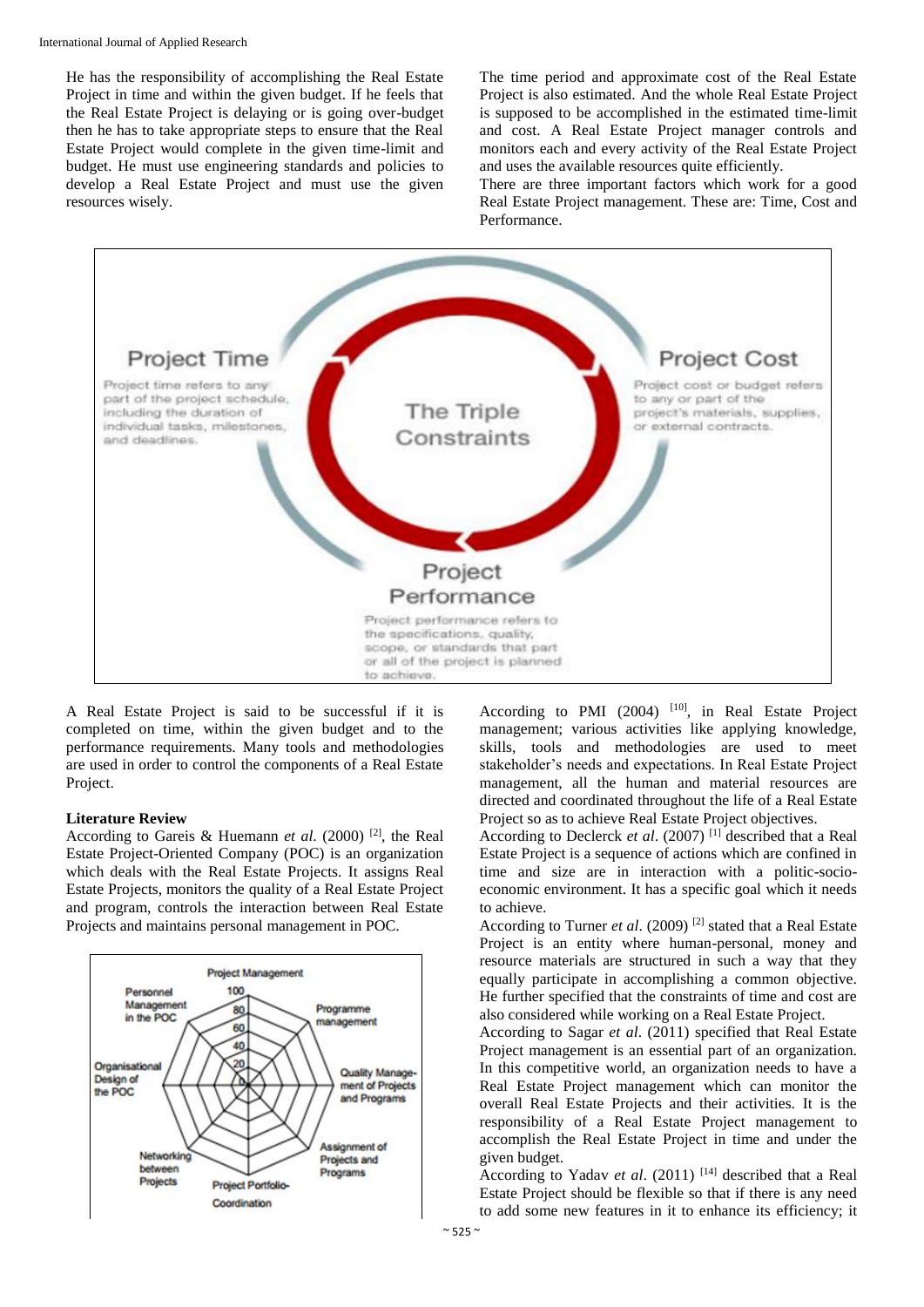He has the responsibility of accomplishing the Real Estate Project in time and within the given budget. If he feels that the Real Estate Project is delaying or is going over-budget then he has to take appropriate steps to ensure that the Real Estate Project would complete in the given time-limit and budget. He must use engineering standards and policies to develop a Real Estate Project and must use the given resources wisely.

The time period and approximate cost of the Real Estate Project is also estimated. And the whole Real Estate Project is supposed to be accomplished in the estimated time-limit and cost. A Real Estate Project manager controls and monitors each and every activity of the Real Estate Project and uses the available resources quite efficiently.

There are three important factors which work for a good Real Estate Project management. These are: Time, Cost and Performance.

A Real Estate Project is said to be successful if it is completed on time, within the given budget and to the performance requirements. Many tools and methodologies are used in order to control the components of a Real Estate Project.

## Literature Review

According to Gareis & Huemann *et al*. (2000) [2], the Real Estate Project-Oriented Company (POC) is an organization which deals with the Real Estate Projects. It assigns Real Estate Projects, monitors the quality of a Real Estate Project and program, controls the interaction between Real Estate Projects and maintains personal management in POC.

According to PMI (2004) [10], in Real Estate Project management; various activities like applying knowledge, skills, tools and methodologies are used to meet stakeholder's needs and expectations. In Real Estate Project management, all the human and material resources are directed and coordinated throughout the life of a Real Estate Project so as to achieve Real Estate Project objectives.

According to Declerck *et al*. (2007) [1] described that a Real Estate Project is a sequence of actions which are confined in time and size are in interaction with a politic-socio-economic environment. It has a specific goal which it needs to achieve.

According to Turner *et al*. (2009) [2] stated that a Real Estate Project is an entity where human-personal, money and resource materials are structured in such a way that they equally participate in accomplishing a common objective. He further specified that the constraints of time and cost are also considered while working on a Real Estate Project.

According to Sagar *et al*. (2011) specified that Real Estate Project management is an essential part of an organization. In this competitive world, an organization needs to have a Real Estate Project management which can monitor the overall Real Estate Projects and their activities. It is the responsibility of a Real Estate Project management to accomplish the Real Estate Project in time and under the given budget.

According to Yadav *et al*. (2011) [14] described that a Real Estate Project should be flexible so that if there is any need to add some new features in it to enhance its efficiency; it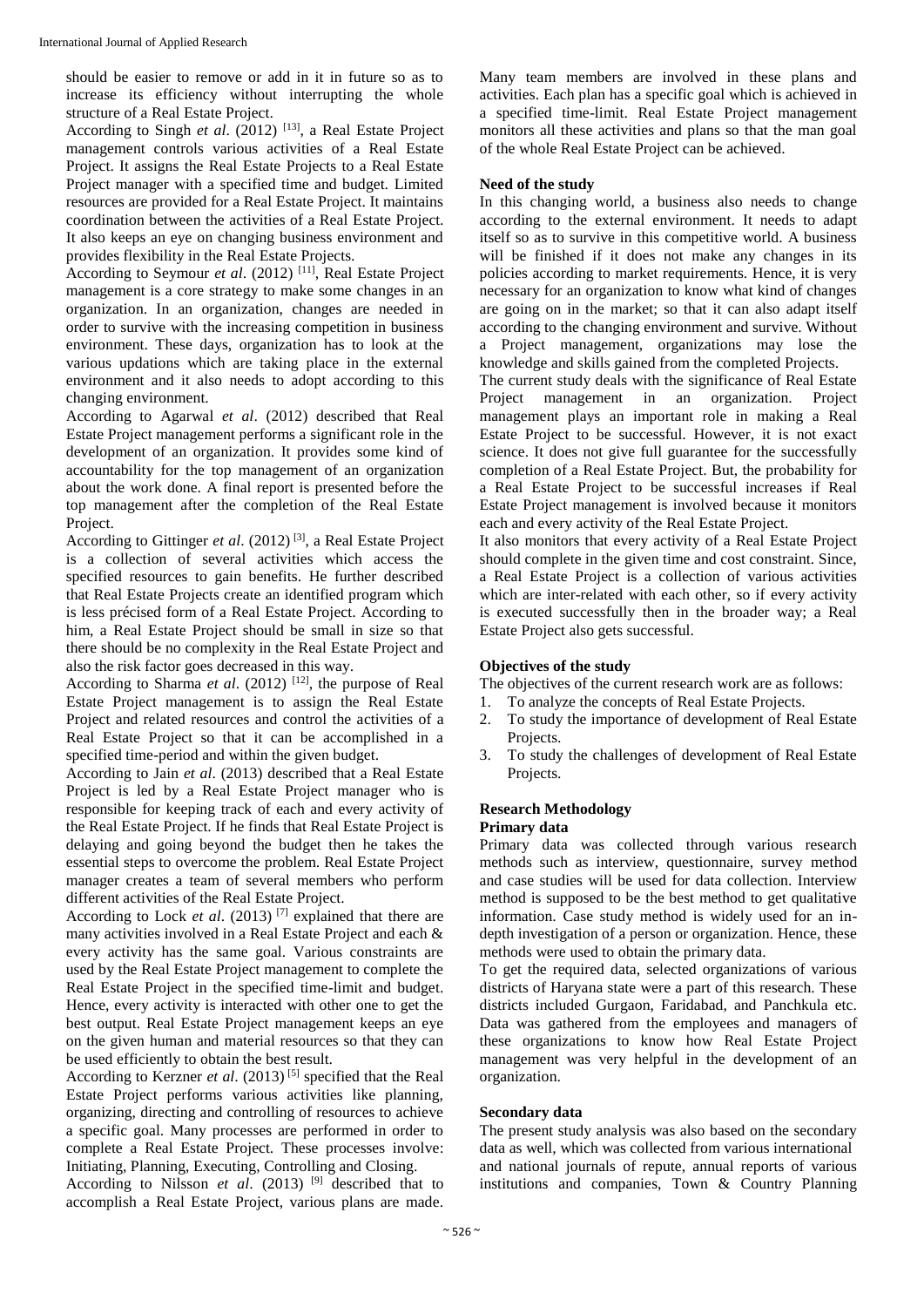should be easier to remove or add in it in future so as to increase its efficiency without interrupting the whole structure of a Real Estate Project.

According to Singh *et al*. (2012) [13], a Real Estate Project management controls various activities of a Real Estate Project. It assigns the Real Estate Projects to a Real Estate Project manager with a specified time and budget. Limited resources are provided for a Real Estate Project. It maintains coordination between the activities of a Real Estate Project. It also keeps an eye on changing business environment and provides flexibility in the Real Estate Projects.

According to Seymour *et al*. (2012) [11], Real Estate Project management is a core strategy to make some changes in an organization. In an organization, changes are needed in order to survive with the increasing competition in business environment. These days, organization has to look at the various updations which are taking place in the external environment and it also needs to adopt according to this changing environment.

According to Agarwal *et al*. (2012) described that Real Estate Project management performs a significant role in the development of an organization. It provides some kind of accountability for the top management of an organization about the work done. A final report is presented before the top management after the completion of the Real Estate Project.

According to Gittinger *et al*. (2012) [3], a Real Estate Project is a collection of several activities which access the specified resources to gain benefits. He further described that Real Estate Projects create an identified program which is less précised form of a Real Estate Project. According to him, a Real Estate Project should be small in size so that there should be no complexity in the Real Estate Project and also the risk factor goes decreased in this way.

According to Sharma *et al*. (2012) [12], the purpose of Real Estate Project management is to assign the Real Estate Project and related resources and control the activities of a Real Estate Project so that it can be accomplished in a specified time-period and within the given budget.

According to Jain *et al*. (2013) described that a Real Estate Project is led by a Real Estate Project manager who is responsible for keeping track of each and every activity of the Real Estate Project. If he finds that Real Estate Project is delaying and going beyond the budget then he takes the essential steps to overcome the problem. Real Estate Project manager creates a team of several members who perform different activities of the Real Estate Project.

According to Lock *et al*. (2013) [7] explained that there are many activities involved in a Real Estate Project and each & every activity has the same goal. Various constraints are used by the Real Estate Project management to complete the Real Estate Project in the specified time-limit and budget. Hence, every activity is interacted with other one to get the best output. Real Estate Project management keeps an eye on the given human and material resources so that they can be used efficiently to obtain the best result.

According to Kerzner *et al*. (2013) [5] specified that the Real Estate Project performs various activities like planning, organizing, directing and controlling of resources to achieve a specific goal. Many processes are performed in order to complete a Real Estate Project. These processes involve: Initiating, Planning, Executing, Controlling and Closing.

According to Nilsson *et al*. (2013) [9] described that to accomplish a Real Estate Project, various plans are made. Many team members are involved in these plans and activities. Each plan has a specific goal which is achieved in a specified time-limit. Real Estate Project management monitors all these activities and plans so that the man goal of the whole Real Estate Project can be achieved.

**Need of the study**

In this changing world, a business also needs to change according to the external environment. It needs to adapt itself so as to survive in this competitive world. A business will be finished if it does not make any changes in its policies according to market requirements. Hence, it is very necessary for an organization to know what kind of changes are going on in the market; so that it can also adapt itself according to the changing environment and survive. Without a Project management, organizations may lose the knowledge and skills gained from the completed Projects.

The current study deals with the significance of Real Estate Project management in an organization. Project management plays an important role in making a Real Estate Project to be successful. However, it is not exact science. It does not give full guarantee for the successfully completion of a Real Estate Project. But, the probability for a Real Estate Project to be successful increases if Real Estate Project management is involved because it monitors each and every activity of the Real Estate Project.

It also monitors that every activity of a Real Estate Project should complete in the given time and cost constraint. Since, a Real Estate Project is a collection of various activities which are inter-related with each other, so if every activity is executed successfully then in the broader way; a Real Estate Project also gets successful.

**Objectives of the study**

The objectives of the current research work are as follows:

1. To analyze the concepts of Real Estate Projects.
2. To study the importance of development of Real Estate Projects.
3. To study the challenges of development of Real Estate Projects.

**Research Methodology**

**Primary data**

Primary data was collected through various research methods such as interview, questionnaire, survey method and case studies will be used for data collection. Interview method is supposed to be the best method to get qualitative information. Case study method is widely used for an in-depth investigation of a person or organization. Hence, these methods were used to obtain the primary data.

To get the required data, selected organizations of various districts of Haryana state were a part of this research. These districts included Gurgaon, Faridabad, and Panchkula etc. Data was gathered from the employees and managers of these organizations to know how Real Estate Project management was very helpful in the development of an organization.

**Secondary data**

The present study analysis was also based on the secondary data as well, which was collected from various international and national journals of repute, annual reports of various institutions and companies, Town & Country Planning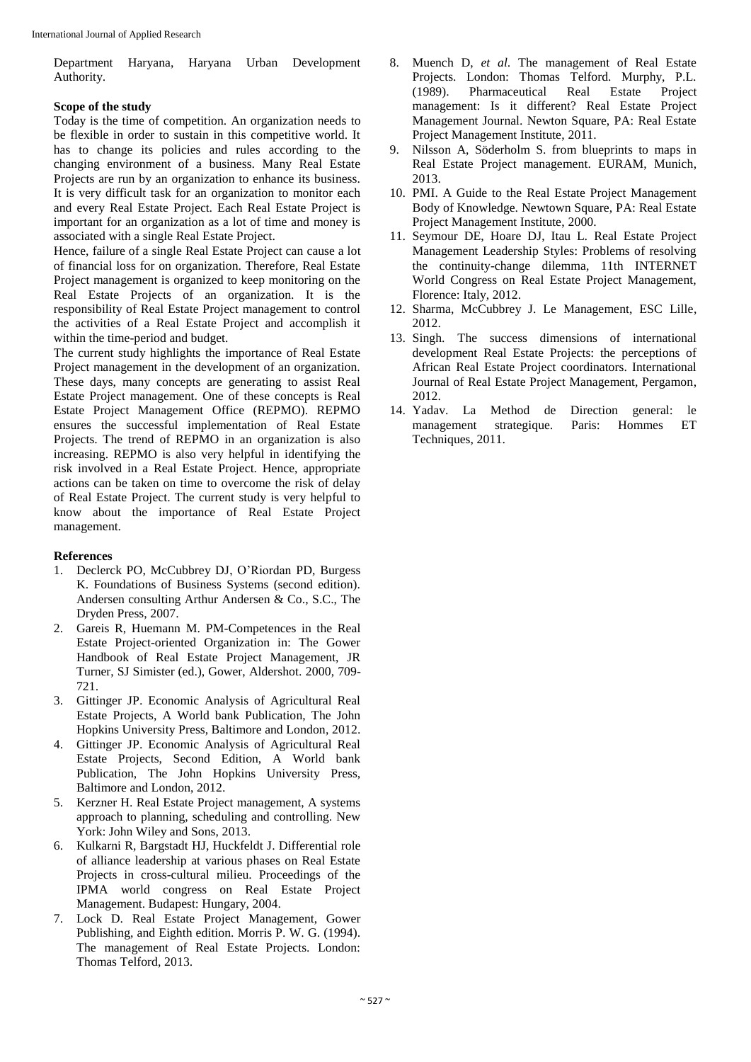Department Haryana, Haryana Urban Development Authority.

### Scope of the study

Today is the time of competition. An organization needs to be flexible in order to sustain in this competitive world. It has to change its policies and rules according to the changing environment of a business. Many Real Estate Projects are run by an organization to enhance its business. It is very difficult task for an organization to monitor each and every Real Estate Project. Each Real Estate Project is important for an organization as a lot of time and money is associated with a single Real Estate Project.

Hence, failure of a single Real Estate Project can cause a lot of financial loss for on organization. Therefore, Real Estate Project management is organized to keep monitoring on the Real Estate Projects of an organization. It is the responsibility of Real Estate Project management to control the activities of a Real Estate Project and accomplish it within the time-period and budget.

The current study highlights the importance of Real Estate Project management in the development of an organization. These days, many concepts are generating to assist Real Estate Project management. One of these concepts is Real Estate Project Management Office (REPMO). REPMO ensures the successful implementation of Real Estate Projects. The trend of REPMO in an organization is also increasing. REPMO is also very helpful in identifying the risk involved in a Real Estate Project. Hence, appropriate actions can be taken on time to overcome the risk of delay of Real Estate Project. The current study is very helpful to know about the importance of Real Estate Project management.

### References

1. Declerck PO, McCubbrey DJ, O'Riordan PD, Burgess K. Foundations of Business Systems (second edition). Andersen consulting Arthur Andersen & Co., S.C., The Dryden Press, 2007.
2. Gareis R, Huemann M. PM-Competences in the Real Estate Project-oriented Organization in: The Gower Handbook of Real Estate Project Management, JR Turner, SJ Simister (ed.), Gower, Aldershot. 2000, 709-721.
3. Gittinger JP. Economic Analysis of Agricultural Real Estate Projects, A World bank Publication, The John Hopkins University Press, Baltimore and London, 2012.
4. Gittinger JP. Economic Analysis of Agricultural Real Estate Projects, Second Edition, A World bank Publication, The John Hopkins University Press, Baltimore and London, 2012.
5. Kerzner H. Real Estate Project management, A systems approach to planning, scheduling and controlling. New York: John Wiley and Sons, 2013.
6. Kulkarni R, Bargstadt HJ, Huckfeldt J. Differential role of alliance leadership at various phases on Real Estate Projects in cross-cultural milieu. Proceedings of the IPMA world congress on Real Estate Project Management. Budapest: Hungary, 2004.
7. Lock D. Real Estate Project Management, Gower Publishing, and Eighth edition. Morris P. W. G. (1994). The management of Real Estate Projects. London: Thomas Telford, 2013.
8. Muench D, *et al.* The management of Real Estate Projects. London: Thomas Telford. Murphy, P.L. (1989). Pharmaceutical Real Estate Project management: Is it different? Real Estate Project Management Journal. Newton Square, PA: Real Estate Project Management Institute, 2011.
9. Nilsson A, Söderholm S. from blueprints to maps in Real Estate Project management. EURAM, Munich, 2013.
10. PMI. A Guide to the Real Estate Project Management Body of Knowledge. Newtown Square, PA: Real Estate Project Management Institute, 2000.
11. Seymour DE, Hoare DJ, Itau L. Real Estate Project Management Leadership Styles: Problems of resolving the continuity-change dilemma, 11th INTERNET World Congress on Real Estate Project Management, Florence: Italy, 2012.
12. Sharma, McCubbrey J. Le Management, ESC Lille, 2012.
13. Singh. The success dimensions of international development Real Estate Projects: the perceptions of African Real Estate Project coordinators. International Journal of Real Estate Project Management, Pergamon, 2012.
14. Yadav. La Method de Direction general: le management strategique. Paris: Hommes ET Techniques, 2011.